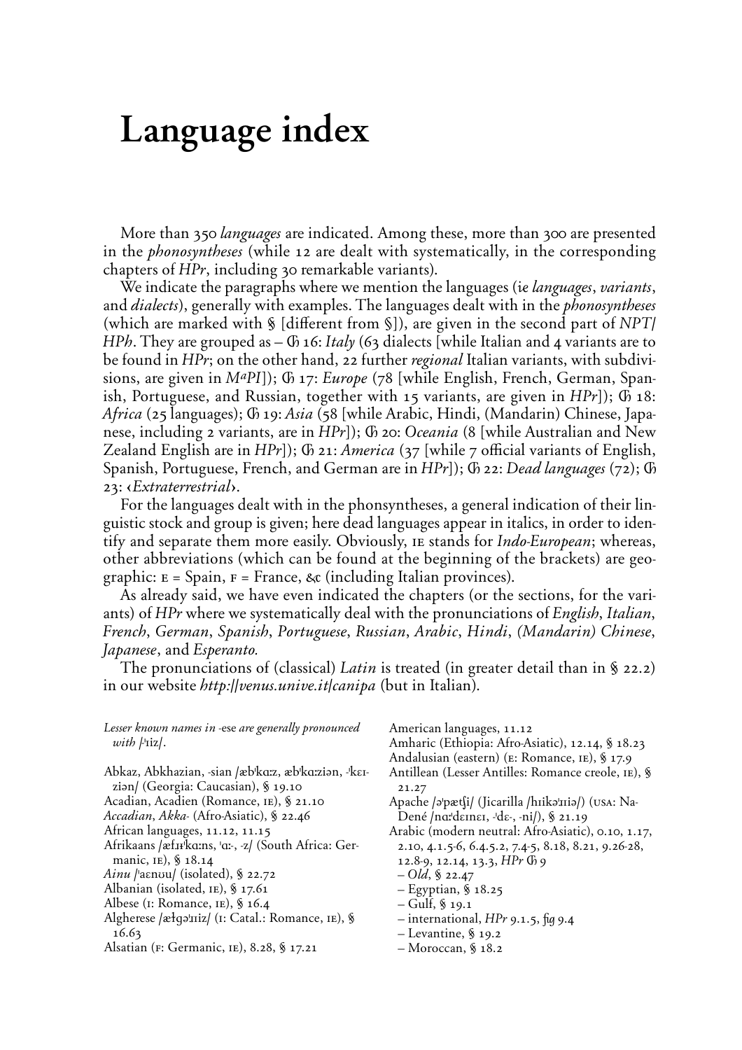# Language index

More than 350 *languages* are indicated. Among these, more than 300 are presented in the *phonosyntheses* (while 12 are dealt with systematically, in the corresponding chapters of *HPr*, including 30 remarkable variants).

We indicate the paragraphs where we mention the languages (ie *languages*, *variants*, and *dialects*), generally with examples. The languages dealt with in the *phonosyntheses* (which are marked with § [different from §]), are given in the second part of *NPT/HPh*. They are grouped as – Ꞗ 16: *Italy* (63 dialects [while Italian and 4 variants are to be found in *HPr*; on the other hand, 22 further *regional* Italian variants, with subdivisions, are given in *MaPI*]); Ꞗ 17: *Europe* (78 [while English, French, German, Spanish, Portuguese, and Russian, together with 15 variants, are given in *HPr*]); Ꞗ 18: *Africa* (25 languages); Ꞗ 19: *Asia* (58 [while Arabic, Hindi, (Mandarin) Chinese, Japanese, including 2 variants, are in *HPr*]); Ꞗ 20: *Oceania* (8 [while Australian and New Zealand English are in *HPr*]); Ꞗ 21: *America* (37 [while 7 official variants of English, Spanish, Portuguese, French, and German are in *HPr*]); Ꞗ 22: *Dead languages* (72); Ꞗ 23: ‹*Extraterrestrial*›.

For the languages dealt with in the phonsyntheses, a general indication of their linguistic stock and group is given; here dead languages appear in italics, in order to identify and separate them more easily. Obviously, IE stands for *Indo-European*; whereas, other abbreviations (which can be found at the beginning of the brackets) are geographic: E = Spain, F = France, &c (including Italian provinces).

As already said, we have even indicated the chapters (or the sections, for the variants) of *HPr* where we systematically deal with the pronunciations of *English*, *Italian*, *French*, *German*, *Spanish*, *Portuguese*, *Russian*, *Arabic*, *Hindi*, *(Mandarin) Chinese*, *Japanese*, and *Esperanto.*

The pronunciations of (classical) *Latin* is treated (in greater detail than in § 22.2) in our website *http://venus.unive.it/canipa* (but in Italian).

*Lesser known names in -*ese *are generally pronounced with /ˈiːz/.*

Abkaz, Abkhazian, -sian /æbˈkɑːz, æbˈkɑːziən, -ˈkeɪziən/ (Georgia: Caucasian), § 19.10
Acadian, Acadien (Romance, IE), § 21.10
*Accadian*, *Akka-* (Afro-Asiatic), § 22.46
African languages, 11.12, 11.15
Afrikaans /æfɹɪˈkɑːns, ˈɑː-, -z/ (South Africa: Germanic, IE), § 18.14
*Ainu* /ˈaɛnʊu/ (isolated), § 22.72
Albanian (isolated, IE), § 17.61
Albese (I: Romance, IE), § 16.4
Algherese /æłɡəˈɹiːz/ (I: Catal.: Romance, IE), § 16.63
Alsatian (F: Germanic, IE), 8.28, § 17.21
American languages, 11.12
Amharic (Ethiopia: Afro-Asiatic), 12.14, § 18.23
Andalusian (eastern) (E: Romance, IE), § 17.9
Antillean (Lesser Antilles: Romance creole, IE), § 21.27
Apache /əˈpætʃi/ (Jicarilla /hɪikəˈɹiːə/) (USA: Na-Dené /nɑːˈdɛɪnɛɪ, -ˈdɛ-, -ni/), § 21.19
Arabic (modern neutral: Afro-Asiatic), 0.10, 1.17, 2.10, 4.1.5-6, 6.4.5.2, 7.4-5, 8.18, 8.21, 9.26-28, 12.8-9, 12.14, 13.3, *HPr* Ꞗ 9
– *Old*, § 22.47
– Egyptian, § 18.25
– Gulf, § 19.1
– international, *HPr* 9.1.5, fig 9.4
– Levantine, § 19.2
– Moroccan, § 18.2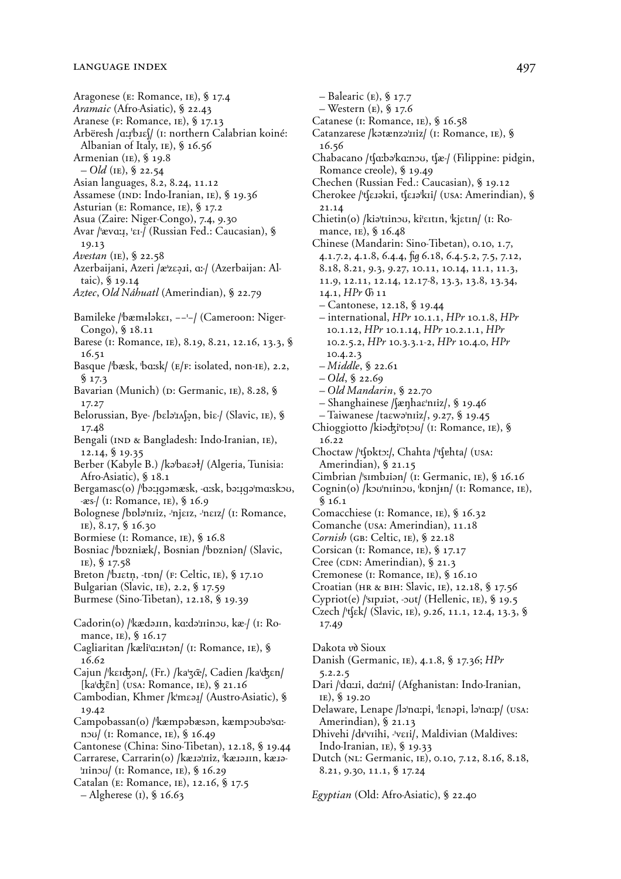Aragonese (E: Romance, IE), § 17.4
*Aramaic* (Afro-Asiatic), § 22.43
Aranese (F: Romance, IE), § 17.13
Arbëresh /ɑːɹ̣ˈbɪɛʃ/ (I: northern Calabrian koiné: Albanian of Italy, IE), § 16.56
Armenian (IE), § 19.8
– *Old* (IE), § 22.54
Asian languages, 8.2, 8.24, 11.12
Assamese (IND: Indo-Iranian, IE), § 19.36
Asturian (E: Romance, IE), § 17.2
Asua (Zaire: Niger-Congo), 7.4, 9.30
Avar /ˈævɑːɹ, ˈɛɪ-/ (Russian Fed.: Caucasian), § 19.13
*Avestan* (IE), § 22.58
Azerbaijani, Azeri /æˈzɛə̣ɹi, ɑː-/ (Azerbaijan: Altaic), § 19.14
*Aztec*, *Old Náhuatl* (Amerindian), § 22.79

Bamileke /ˈbæmɨləkɛɪ, ––ˈ–/ (Cameroon: Niger-Congo), § 18.11
Barese (I: Romance, IE), 8.19, 8.21, 12.16, 13.3, § 16.51
Basque /ˈbæsk, ˈbɑːsk/ (E/F: isolated, non-IE), 2.2, § 17.3
Bavarian (Munich) (D: Germanic, IE), 8.28, § 17.27
Belorussian, Bye- /bɛləˈɹʌʃə̣n, biɛ-/ (Slavic, IE), § 17.48
Bengali (IND & Bangladesh: Indo-Iranian, IE), 12.14, § 19.35
Berber (Kabyle B.) /kəˈbaɛəɫ/ (Algeria, Tunisia: Afro-Asiatic), § 18.1
Bergamasc(o) /ˈbəːɹ̣gəmæsk, -ɑːsk, bəːɹ̣gəˈmɑːskɔʊ, -æs-/ (I: Romance, IE), § 16.9
Bolognese /bɒləˈnɪiz, -ˈnjɛɪz, -ˈnɛɪz/ (I: Romance, IE), 8.17, § 16.30
Bormiese (I: Romance, IE), § 16.8
Bosniac /ˈbɒzniæk/, Bosnian /ˈbɒzniən/ (Slavic, IE), § 17.58
Breton /ˈbɹɛtn̩, -tɒn/ (F: Celtic, IE), § 17.10
Bulgarian (Slavic, IE), 2.2, § 17.59
Burmese (Sino-Tibetan), 12.18, § 19.39

Cadorin(o) /ˈkædəɹɪn, kɑːdəˈɹɪinɔʊ, kæ-/ (I: Romance, IE), § 16.17
Cagliaritan /kæliˈɑːɹɨtən/ (I: Romance, IE), § 16.62
Cajun /ˈkɛɪʤən/, (Fr.) /kaˈʒœ̃/, Cadien /kaˈʤɛn/ [kaˈʤɛ̃n] (USA: Romance, IE), § 21.16
Cambodian, Khmer /kˈmɛəɹ/ (Austro-Asiatic), § 19.42
Campobassan(o) /ˈkæmpəbæsən, kæmpɔʊbəˈsɑːnɔʊ/ (I: Romance, IE), § 16.49
Cantonese (China: Sino-Tibetan), 12.18, § 19.44
Carrarese, Carrarin(o) /kæɹəˈɹɪiz, ˈkæɹəɹɪn, kæɹəˈɹɪinɔʊ/ (I: Romance, IE), § 16.29
Catalan (E: Romance, IE), 12.16, § 17.5
– Algherese (I), § 16.63
– Balearic (E), § 17.7
– Western (E), § 17.6
Catanese (I: Romance, IE), § 16.58
Catanzarese /kətænzəˈɹɪiz/ (I: Romance, IE), § 16.56
Chabacano /tʃɑːbəˈkɑːnɔʊ, tʃæ-/ (Filippine: pidgin, Romance creole), § 19.49
Chechen (Russian Fed.: Caucasian), § 19.12
Cherokee /ˈtʃɛɹəkɪi, tʃɛɹəˈkɪi/ (USA: Amerindian), § 21.14
Chietin(o) /kiəˈtɪinɔʊ, kiˈɛɪtɪn, ˈkjɛtɪn/ (I: Romance, IE), § 16.48
Chinese (Mandarin: Sino-Tibetan), 0.10, 1.7, 4.1.7.2, 4.1.8, 6.4.4, *fig* 6.18, 6.4.5.2, 7.5, 7.12, 8.18, 8.21, 9.3, 9.27, 10.11, 10.14, 11.1, 11.3, 11.9, 12.11, 12.14, 12.17-8, 13.3, 13.8, 13.34, 14.1, *HPr* ⓖ 11
– Cantonese, 12.18, § 19.44
– international, *HPr* 10.1.1, *HPr* 10.1.8, *HPr* 10.1.12, *HPr* 10.1.14, *HPr* 10.2.1.1, *HPr* 10.2.5.2, *HPr* 10.3.3.1-2, *HPr* 10.4.0, *HPr* 10.4.2.3
– *Middle*, § 22.61
– *Old*, § 22.69
– *Old Mandarin*, § 22.70
– Shanghainese /ʃæŋhaɛˈnɪiz/, § 19.46
– Taiwanese /taɛwəˈnɪiz/, 9.27, § 19.45
Chioggiotto /kiəʤiˈɒṭɔʊ/ (I: Romance, IE), § 16.22
Choctaw /ˈtʃɒktɔː/, Chahta /ˈtʃɐhta/ (USA: Amerindian), § 21.15
Cimbrian /ˈsɪmbɹiən/ (I: Germanic, IE), § 16.16
Cognin(o) /kɔʊˈnɪinɔʊ, ˈkɒnjɨn/ (I: Romance, IE), § 16.1
Comacchiese (I: Romance, IE), § 16.32
Comanche (USA: Amerindian), 11.18
*Cornish* (GB: Celtic, IE), § 22.18
Corsican (I: Romance, IE), § 17.17
Cree (CDN: Amerindian), § 21.3
Cremonese (I: Romance, IE), § 16.10
Croatian (HR & BIH: Slavic, IE), 12.18, § 17.56
Cypriot(e) /ˈsɪpɹiət, -ɔʊt/ (Hellenic, IE), § 19.5
Czech /ˈtʃɛk/ (Slavic, IE), 9.26, 11.1, 12.4, 13.3, § 17.49

Dakota ↦ Sioux
Danish (Germanic, IE), 4.1.8, § 17.36; *HPr* 5.2.2.5
Dari /ˈdɑːɹi, dɑːˈɹɪi/ (Afghanistan: Indo-Iranian, IE), § 19.20
Delaware, Lenape /ləˈnɑːpi, ˈlɛnəpi, ləˈnɑːp/ (USA: Amerindian), § 21.13
Dhivehi /dɪˈvɪihi, -ˈvɛɪi/, Maldivian (Maldives: Indo-Iranian, IE), § 19.33
Dutch (NL: Germanic, IE), 0.10, 7.12, 8.16, 8.18, 8.21, 9.30, 11.1, § 17.24

*Egyptian* (Old: Afro-Asiatic), § 22.40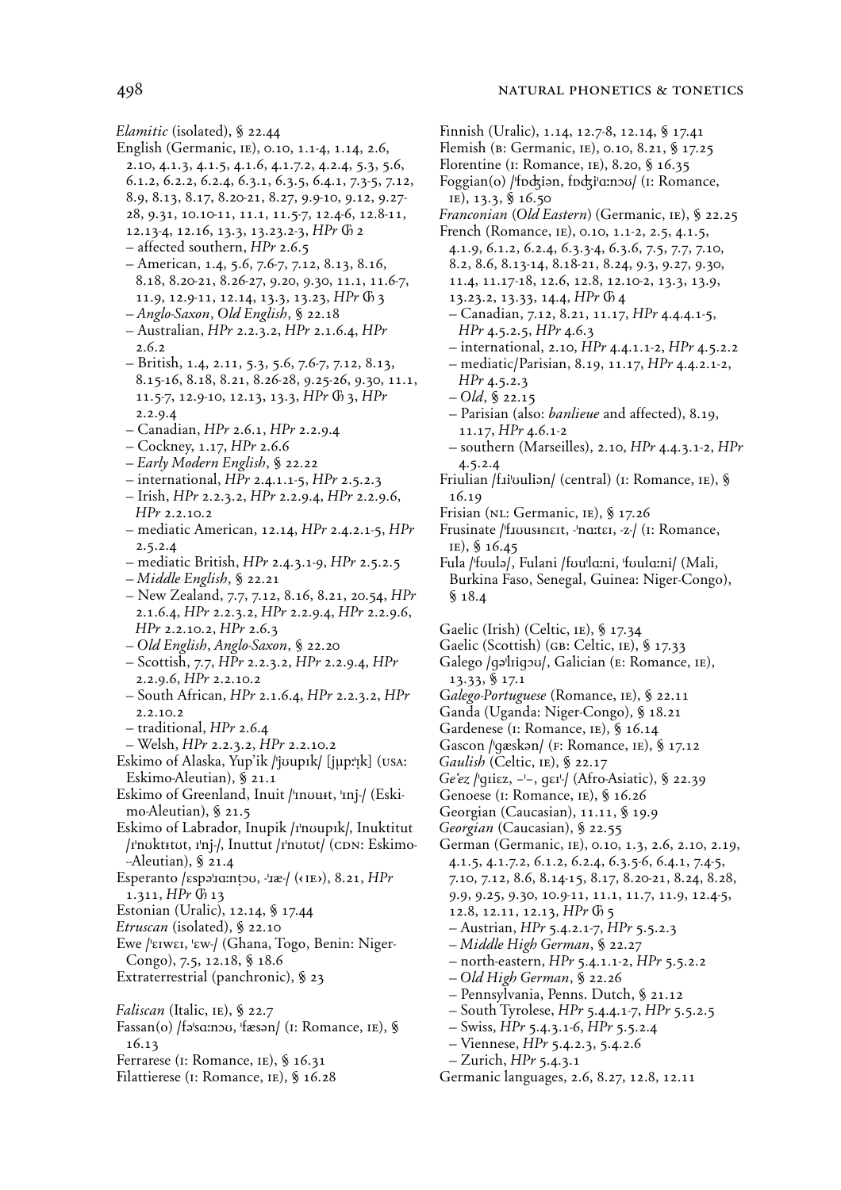*Elamitic* (isolated), § 22.44

English (Germanic, IE), 0.10, 1.1-4, 1.14, 2.6, 2.10, 4.1.3, 4.1.5, 4.1.6, 4.1.7.2, 4.2.4, 5.3, 5.6, 6.1.2, 6.2.2, 6.2.4, 6.3.1, 6.3.5, 6.4.1, 7.3-5, 7.12, 8.9, 8.13, 8.17, 8.20-21, 8.27, 9.9-10, 9.12, 9.27-28, 9.31, 10.10-11, 11.1, 11.5-7, 12.4-6, 12.8-11, 12.13-4, 12.16, 13.3, 13.23.2-3, *HPr* Ꮆ 2

– affected southern, *HPr* 2.6.5

– American, 1.4, 5.6, 7.6-7, 7.12, 8.13, 8.16, 8.18, 8.20-21, 8.26-27, 9.20, 9.30, 11.1, 11.6-7, 11.9, 12.9-11, 12.14, 13.3, 13.23, *HPr* Ꮆ 3

– *Anglo-Saxon*, *Old English*, § 22.18

– Australian, *HPr* 2.2.3.2, *HPr* 2.1.6.4, *HPr* 2.6.2

– British, 1.4, 2.11, 5.3, 5.6, 7.6-7, 7.12, 8.13, 8.15-16, 8.18, 8.21, 8.26-28, 9.25-26, 9.30, 11.1, 11.5-7, 12.9-10, 12.13, 13.3, *HPr* Ꮆ 3, *HPr* 2.2.9.4

– Canadian, *HPr* 2.6.1, *HPr* 2.2.9.4

– Cockney, 1.17, *HPr* 2.6.6

– *Early Modern English*, § 22.22

– international, *HPr* 2.4.1.1-5, *HPr* 2.5.2.3

– Irish, *HPr* 2.2.3.2, *HPr* 2.2.9.4, *HPr* 2.2.9.6, *HPr* 2.2.10.2

– mediatic American, 12.14, *HPr* 2.4.2.1-5, *HPr* 2.5.2.4

– mediatic British, *HPr* 2.4.3.1-9, *HPr* 2.5.2.5

– *Middle English*, § 22.21

– New Zealand, 7.7, 7.12, 8.16, 8.21, 20.54, *HPr* 2.1.6.4, *HPr* 2.2.3.2, *HPr* 2.2.9.4, *HPr* 2.2.9.6, *HPr* 2.2.10.2, *HPr* 2.6.3

– *Old English*, *Anglo-Saxon*, § 22.20

– Scottish, 7.7, *HPr* 2.2.3.2, *HPr* 2.2.9.4, *HPr* 2.2.9.6, *HPr* 2.2.10.2

– South African, *HPr* 2.1.6.4, *HPr* 2.2.3.2, *HPr* 2.2.10.2

– traditional, *HPr* 2.6.4

– Welsh, *HPr* 2.2.3.2, *HPr* 2.2.10.2

Eskimo of Alaska, Yup'ik /ˈjʊupɪk/ [jμpːɪ̥k] (USA: Eskimo-Aleutian), § 21.1

Eskimo of Greenland, Inuit /ˈɪnʊuɨt, ˈɪnj-/ (Eskimo-Aleutian), § 21.5

Eskimo of Labrador, Inupik /ɪˈnʊupɪk/, Inuktitut /ɪˈnʊktɨtʊt, ɪˈnj-/, Inuttut /ɪˈnʊtʊt/ (CDN: Eskimo--Aleutian), § 21.4

Esperanto /ɛspəˈɹɑːnṭɔʊ, -ˈɹæ-/ (‹IE›), 8.21, *HPr* 1.311, *HPr* Ꮆ 13

Estonian (Uralic), 12.14, § 17.44

*Etruscan* (isolated), § 22.10

Ewe /ˈɛɪwɛɪ, ˈɛw-/ (Ghana, Togo, Benin: Niger-Congo), 7.5, 12.18, § 18.6

Extraterrestrial (panchronic), § 23

*Faliscan* (Italic, IE), § 22.7

Fassan(o) /fəˈsɑːnɔʊ, ˈfæsən/ (I: Romance, IE), § 16.13

Ferrarese (I: Romance, IE), § 16.31

Filattierese (I: Romance, IE), § 16.28

Finnish (Uralic), 1.14, 12.7-8, 12.14, § 17.41

Flemish (B: Germanic, IE), 0.10, 8.21, § 17.25

Florentine (I: Romance, IE), 8.20, § 16.35

Foggian(o) /ˈfɒʤiən, fɒʤiˈɑːnɔʊ/ (I: Romance, IE), 13.3, § 16.50

*Franconian* (*Old Eastern*) (Germanic, IE), § 22.25

French (Romance, IE), 0.10, 1.1-2, 2.5, 4.1.5, 4.1.9, 6.1.2, 6.2.4, 6.3.3-4, 6.3.6, 7.5, 7.7, 7.10, 8.2, 8.6, 8.13-14, 8.18-21, 8.24, 9.3, 9.27, 9.30, 11.4, 11.17-18, 12.6, 12.8, 12.10-2, 13.3, 13.9, 13.23.2, 13.33, 14.4, *HPr* Ꮆ 4

– Canadian, 7.12, 8.21, 11.17, *HPr* 4.4.4.1-5, *HPr* 4.5.2.5, *HPr* 4.6.3

– international, 2.10, *HPr* 4.4.1.1-2, *HPr* 4.5.2.2

– mediatic/Parisian, 8.19, 11.17, *HPr* 4.4.2.1-2, *HPr* 4.5.2.3

– *Old*, § 22.15

– Parisian (also: *banlieue* and affected), 8.19, 11.17, *HPr* 4.6.1-2

– southern (Marseilles), 2.10, *HPr* 4.4.3.1-2, *HPr* 4.5.2.4

Friulian /fɹiˈʊuliən/ (central) (I: Romance, IE), § 16.19

Frisian (NL: Germanic, IE), § 17.26

Frusinate /ˈfɹʊusɨnɛɪt, -ˈnɑːtɛɪ, -z-/ (I: Romance, IE), § 16.45

Fula /ˈfʊulə/, Fulani /fʊuˈlɑːni, ˈfʊulɑːni/ (Mali, Burkina Faso, Senegal, Guinea: Niger-Congo), § 18.4

Gaelic (Irish) (Celtic, IE), § 17.34

Gaelic (Scottish) (GB: Celtic, IE), § 17.33

Galego /gəˈlɪigɔʊ/, Galician (E: Romance, IE), 13.33, § 17.1

*Galego-Portuguese* (Romance, IE), § 22.11

Ganda (Uganda: Niger-Congo), § 18.21

Gardenese (I: Romance, IE), § 16.14

Gascon /ˈgæskən/ (F: Romance, IE), § 17.12

*Gaulish* (Celtic, IE), § 22.17

*Ge'ez* /ˈgɪiɛz, –ˈ–, gɛɪˈ-/ (Afro-Asiatic), § 22.39

Genoese (I: Romance, IE), § 16.26

Georgian (Caucasian), 11.11, § 19.9

*Georgian* (Caucasian), § 22.55

German (Germanic, IE), 0.10, 1.3, 2.6, 2.10, 2.19, 4.1.5, 4.1.7.2, 6.1.2, 6.2.4, 6.3.5-6, 6.4.1, 7.4-5, 7.10, 7.12, 8.6, 8.14-15, 8.17, 8.20-21, 8.24, 8.28, 9.9, 9.25, 9.30, 10.9-11, 11.1, 11.7, 11.9, 12.4-5, 12.8, 12.11, 12.13, *HPr* Ꮆ 5

– Austrian, *HPr* 5.4.2.1-7, *HPr* 5.5.2.3

– *Middle High German*, § 22.27

– north-eastern, *HPr* 5.4.1.1-2, *HPr* 5.5.2.2

– *Old High German*, § 22.26

– Pennsylvania, Penns. Dutch, § 21.12

– South Tyrolese, *HPr* 5.4.4.1-7, *HPr* 5.5.2.5

– Swiss, *HPr* 5.4.3.1-6, *HPr* 5.5.2.4

– Viennese, *HPr* 5.4.2.3, 5.4.2.6

– Zurich, *HPr* 5.4.3.1

Germanic languages, 2.6, 8.27, 12.8, 12.11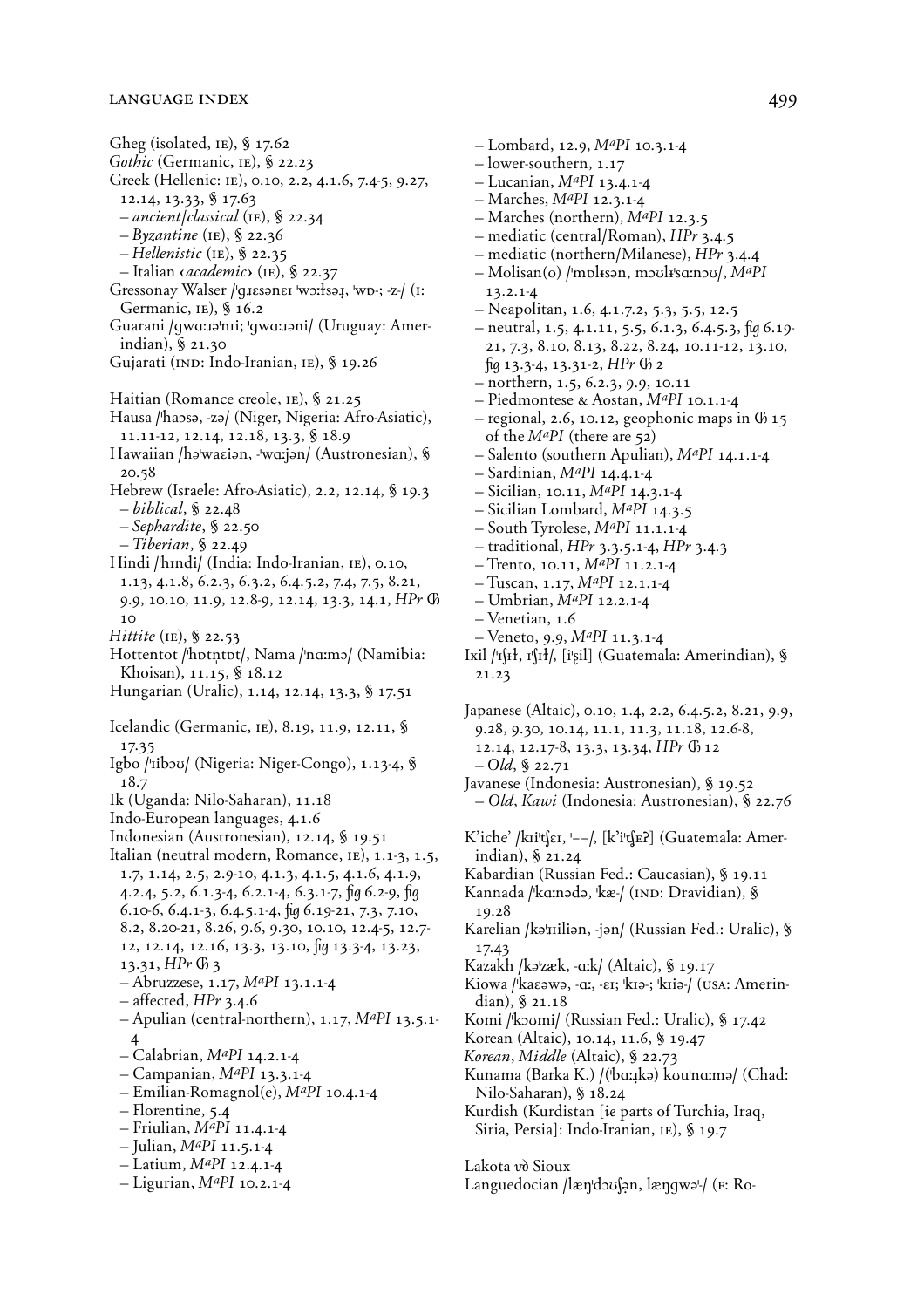Gheg (isolated, IE), § 17.62
*Gothic* (Germanic, IE), § 22.23
Greek (Hellenic: IE), 0.10, 2.2, 4.1.6, 7.4-5, 9.27, 12.14, 13.33, § 17.63
– *ancient/classical* (IE), § 22.34
– *Byzantine* (IE), § 22.36
– *Hellenistic* (IE), § 22.35
– Italian ‹*academic*› (IE), § 22.37
Gressonay Walser /ˈgɹɛsənɛɪ ˈwɔːɫsəɹ, ˈwɒ-; -z-/ (I: Germanic, IE), § 16.2
Guarani /gwɑːɹəˈnɪi; ˈgwɑːɹəni/ (Uruguay: Amerindian), § 21.30
Gujarati (IND: Indo-Iranian, IE), § 19.26

Haitian (Romance creole, IE), § 21.25
Hausa /ˈhaɔsə, -zə/ (Niger, Nigeria: Afro-Asiatic), 11.11-12, 12.14, 12.18, 13.3, § 18.9
Hawaiian /həˈwaɛiən, -ˈwɑːjən/ (Austronesian), § 20.58
Hebrew (Israele: Afro-Asiatic), 2.2, 12.14, § 19.3
– *biblical*, § 22.48
– *Sephardite*, § 22.50
– *Tiberian*, § 22.49
Hindi /ˈhɪndi/ (India: Indo-Iranian, IE), 0.10, 1.13, 4.1.8, 6.2.3, 6.3.2, 6.4.5.2, 7.4, 7.5, 8.21, 9.9, 10.10, 11.9, 12.8-9, 12.14, 13.3, 14.1, *HPr* Ch 10
*Hittite* (IE), § 22.53
Hottentot /ˈhɒtn̩tɒt/, Nama /ˈnɑːmə/ (Namibia: Khoisan), 11.15, § 18.12
Hungarian (Uralic), 1.14, 12.14, 13.3, § 17.51

Icelandic (Germanic, IE), 8.19, 11.9, 12.11, § 17.35
Igbo /ˈɪibɔʊ/ (Nigeria: Niger-Congo), 1.13-4, § 18.7
Ik (Uganda: Nilo-Saharan), 11.18
Indo-European languages, 4.1.6
Indonesian (Austronesian), 12.14, § 19.51
Italian (neutral modern, Romance, IE), 1.1-3, 1.5, 1.7, 1.14, 2.5, 2.9-10, 4.1.3, 4.1.5, 4.1.6, 4.1.9, 4.2.4, 5.2, 6.1.3-4, 6.2.1-4, 6.3.1-7, fig 6.2-9, fig 6.10-6, 6.4.1-3, 6.4.5.1-4, fig 6.19-21, 7.3, 7.10, 8.2, 8.20-21, 8.26, 9.6, 9.30, 10.10, 12.4-5, 12.7-12, 12.14, 12.16, 13.3, 13.10, fig 13.3-4, 13.23, 13.31, *HPr* Ch 3
– Abruzzese, 1.17, *MaPI* 13.1.1-4
– affected, *HPr* 3.4.6
– Apulian (central-northern), 1.17, *MaPI* 13.5.1-4
– Calabrian, *MaPI* 14.2.1-4
– Campanian, *MaPI* 13.3.1-4
– Emilian-Romagnol(e), *MaPI* 10.4.1-4
– Florentine, 5.4
– Friulian, *MaPI* 11.4.1-4
– Julian, *MaPI* 11.5.1-4
– Latium, *MaPI* 12.4.1-4
– Ligurian, *MaPI* 10.2.1-4
– Lombard, 12.9, *MaPI* 10.3.1-4
– lower-southern, 1.17
– Lucanian, *MaPI* 13.4.1-4
– Marches, *MaPI* 12.3.1-4
– Marches (northern), *MaPI* 12.3.5
– mediatic (central/Roman), *HPr* 3.4.5
– mediatic (northern/Milanese), *HPr* 3.4.4
– Molisan(o) /ˈmɒlɨsən, mɔʊlɨˈsɑːnɔʊ/, *MaPI* 13.2.1-4
– Neapolitan, 1.6, 4.1.7.2, 5.3, 5.5, 12.5
– neutral, 1.5, 4.1.11, 5.5, 6.1.3, 6.4.5.3, fig 6.19-21, 7.3, 8.10, 8.13, 8.22, 8.24, 10.11-12, 13.10, fig 13.3-4, 13.31-2, *HPr* Ch 2
– northern, 1.5, 6.2.3, 9.9, 10.11
– Piedmontese & Aostan, *MaPI* 10.1.1-4
– regional, 2.6, 10.12, geophonic maps in Ch 15 of the *MaPI* (there are 52)
– Salento (southern Apulian), *MaPI* 14.1.1-4
– Sardinian, *MaPI* 14.4.1-4
– Sicilian, 10.11, *MaPI* 14.3.1-4
– Sicilian Lombard, *MaPI* 14.3.5
– South Tyrolese, *MaPI* 11.1.1-4
– traditional, *HPr* 3.3.5.1-4, *HPr* 3.4.3
– Trento, 10.11, *MaPI* 11.2.1-4
– Tuscan, 1.17, *MaPI* 12.1.1-4
– Umbrian, *MaPI* 12.2.1-4
– Venetian, 1.6
– Veneto, 9.9, *MaPI* 11.3.1-4
Ixil /ˈɪʃɨɫ, ɪˈʃɪɫ/, [iˈʂil] (Guatemala: Amerindian), § 21.23

Japanese (Altaic), 0.10, 1.4, 2.2, 6.4.5.2, 8.21, 9.9, 9.28, 9.30, 10.14, 11.1, 11.3, 11.18, 12.6-8, 12.14, 12.17-8, 13.3, 13.34, *HPr* Ch 12
– *Old*, § 22.71
Javanese (Indonesia: Austronesian), § 19.52
– *Old*, *Kawi* (Indonesia: Austronesian), § 22.76

K'iche' /kɪiˈtʃɛɪ, ˈ‒‒/, [k'iˈtʃɛʔ] (Guatemala: Amerindian), § 21.24
Kabardian (Russian Fed.: Caucasian), § 19.11
Kannada /ˈkɑːnədə, ˈkæ-/ (IND: Dravidian), § 19.28
Karelian /kəˈɹɪiliən, -jən/ (Russian Fed.: Uralic), § 17.43
Kazakh /kəˈzæk, -ɑːk/ (Altaic), § 19.17
Kiowa /ˈkaɛəwə, -ɑː, -ɛɪ; ˈkɪə-; ˈkɪiə-/ (USA: Amerindian), § 21.18
Komi /ˈkɔʊmi/ (Russian Fed.: Uralic), § 17.42
Korean (Altaic), 10.14, 11.6, § 19.47
*Korean, Middle* (Altaic), § 22.73
Kunama (Barka K.) /(ˈbɑːɻkə) kʊuˈnɑːmə/ (Chad: Nilo-Saharan), § 18.24
Kurdish (Kurdistan [ie parts of Turchia, Iraq, Siria, Persia]: Indo-Iranian, IE), § 19.7

Lakota vd Sioux
Languedocian /læŋˈdɔʊʃə̣n, læŋgwəˈ-/ (F: Ro-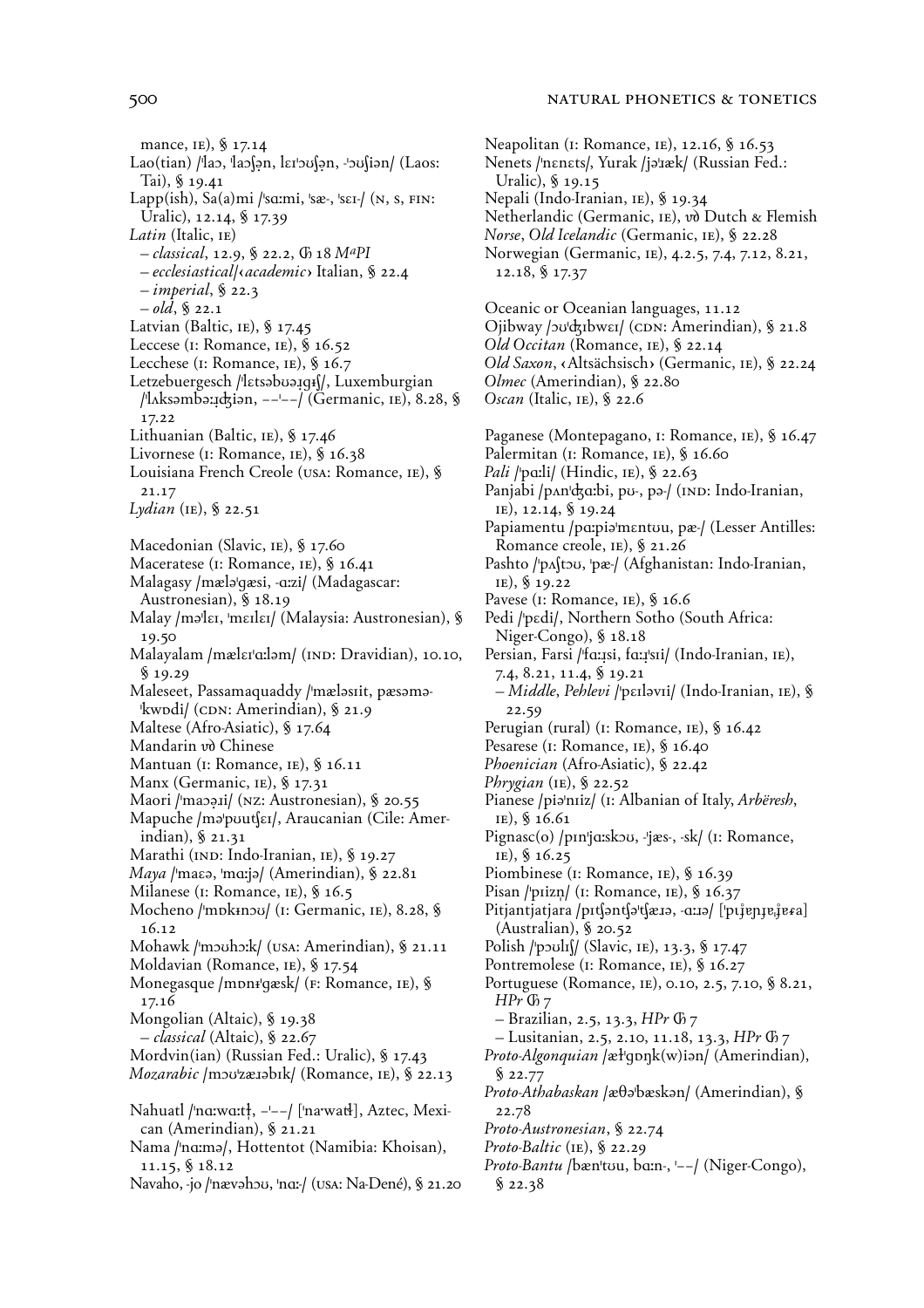mance, IE), § 17.14

Lao(tian) /ˈlaɔ, ˈlaɔʃə̣n, lɛɪˈɔʊʃə̣n, -ˈɔʊʃiən/ (Laos: Tai), § 19.41

Lapp(ish), Sa(a)mi /ˈsɑːmi, ˈsæ-, ˈsɛɪ-/ (N, S, FIN: Uralic), 12.14, § 17.39

*Latin* (Italic, IE)
– *classical*, 12.9, § 22.2, Ⓖ 18 *MaPI*
– *ecclesiastical*/‹*academic*› Italian, § 22.4
– *imperial*, § 22.3
– *old*, § 22.1

Latvian (Baltic, IE), § 17.45

Leccese (I: Romance, IE), § 16.52

Lecchese (I: Romance, IE), § 16.7

Letzebuergesch /ˈlɛtsəbʊəɹgɪʃ/, Luxemburgian /ˈlʌksəmbəːɹʤiən, ––ˈ––/ (Germanic, IE), 8.28, § 17.22

Lithuanian (Baltic, IE), § 17.46

Livornese (I: Romance, IE), § 16.38

Louisiana French Creole (USA: Romance, IE), § 21.17

*Lydian* (IE), § 22.51

Macedonian (Slavic, IE), § 17.60

Maceratese (I: Romance, IE), § 16.41

Malagasy /mæləˈgæsi, -ɑːzi/ (Madagascar: Austronesian), § 18.19

Malay /məˈlɛɪ, ˈmɛɪlɛɪ/ (Malaysia: Austronesian), § 19.50

Malayalam /mælɛɪˈɑːləm/ (IND: Dravidian), 10.10, § 19.29

Maleseet, Passamaquaddy /ˈmæləsɪit, pæsəmə-ˈkwɒdi/ (CDN: Amerindian), § 21.9

Maltese (Afro-Asiatic), § 17.64

Mandarin ☞ Chinese

Mantuan (I: Romance, IE), § 16.11

Manx (Germanic, IE), § 17.31

Maori /ˈmaɔɹi/ (NZ: Austronesian), § 20.55

Mapuche /məˈpʊutʃɛɪ/, Araucanian (Cile: Amerindian), § 21.31

Marathi (IND: Indo-Iranian, IE), § 19.27

*Maya* /ˈmaɛə, ˈmɑːjə/ (Amerindian), § 22.81

Milanese (I: Romance, IE), § 16.5

Mocheno /ˈmɒkɪnɔʊ/ (I: Germanic, IE), 8.28, § 16.12

Mohawk /ˈmɔʊhɔːk/ (USA: Amerindian), § 21.11

Moldavian (Romance, IE), § 17.54

Monegasque /mɒnɪˈgæsk/ (F: Romance, IE), § 17.16

Mongolian (Altaic), § 19.38
– *classical* (Altaic), § 22.67

Mordvin(ian) (Russian Fed.: Uralic), § 17.43

*Mozarabic* /mɔʊˈzæɹəbɪk/ (Romance, IE), § 22.13

Nahuatl /ˈnɑːwɑːtɬ, –ˈ––/ [ˈnaˑwatɬ], Aztec, Mexican (Amerindian), § 21.21

Nama /ˈnɑːmə/, Hottentot (Namibia: Khoisan), 11.15, § 18.12

Navaho, -jo /ˈnævəhɔʊ, ˈnɑː-/ (USA: Na-Dené), § 21.20

Neapolitan (I: Romance, IE), 12.16, § 16.53

Nenets /ˈnɛnɛts/, Yurak /jəˈɹæk/ (Russian Fed.: Uralic), § 19.15

Nepali (Indo-Iranian, IE), § 19.34

Netherlandic (Germanic, IE), ☞ Dutch & Flemish

*Norse*, *Old Icelandic* (Germanic, IE), § 22.28

Norwegian (Germanic, IE), 4.2.5, 7.4, 7.12, 8.21, 12.18, § 17.37

Oceanic or Oceanian languages, 11.12

Ojibway /ɔʊˈʤɪbwɛɪ/ (CDN: Amerindian), § 21.8

*Old Occitan* (Romance, IE), § 22.14

*Old Saxon*, ‹Altsächsisch› (Germanic, IE), § 22.24

*Olmec* (Amerindian), § 22.80

*Oscan* (Italic, IE), § 22.6

Paganese (Montepagano, I: Romance, IE), § 16.47

Palermitan (I: Romance, IE), § 16.60

*Pali* /ˈpɑːli/ (Hindic, IE), § 22.63

Panjabi /pʌnˈʤɑːbi, pʊ-, pə-/ (IND: Indo-Iranian, IE), 12.14, § 19.24

Papiamentu /pɑːpiəˈmɛntʊu, pæ-/ (Lesser Antilles: Romance creole, IE), § 21.26

Pashto /ˈpʌʃtɔʊ, ˈpæ-/ (Afghanistan: Indo-Iranian, IE), § 19.22

Pavese (I: Romance, IE), § 16.6

Pedi /ˈpɛdi/, Northern Sotho (South Africa: Niger-Congo), § 18.18

Persian, Farsi /ˈfɑːɹsi, fɑːɹˈsɪi/ (Indo-Iranian, IE), 7.4, 8.21, 11.4, § 19.21
– *Middle*, *Pehlevi* /ˈpɛɪləvɪi/ (Indo-Iranian, IE), § 22.59

Perugian (rural) (I: Romance, IE), § 16.42

Pesarese (I: Romance, IE), § 16.40

*Phoenician* (Afro-Asiatic), § 22.42

*Phrygian* (IE), § 22.52

Pianese /piəˈnɪiz/ (I: Albanian of Italy, *Arbëresh*, IE), § 16.61

Pignasc(o) /pɪnˈjɑːskɔʊ, -ˈjæs-, -sk/ (I: Romance, IE), § 16.25

Piombinese (I: Romance, IE), § 16.39

Pisan /ˈpɪizn̩/ (I: Romance, IE), § 16.37

Pitjantjatjara /pɪtʃəntʃəˈtʃæɹə, -ɑːɹə/ [ˈpɪ̈ɟɐɲɟɐ̥ɟɐɾa] (Australian), § 20.52

Polish /ˈpɔʊlɪʃ/ (Slavic, IE), 13.3, § 17.47

Pontremolese (I: Romance, IE), § 16.27

Portuguese (Romance, IE), 0.10, 2.5, 7.10, § 8.21, *HPr* Ⓖ 7
– Brazilian, 2.5, 13.3, *HPr* Ⓖ 7
– Lusitanian, 2.5, 2.10, 11.18, 13.3, *HPr* Ⓖ 7

*Proto-Algonquian* /æɫˈgɒŋk(w)iən/ (Amerindian), § 22.77

*Proto-Athabaskan* /æθəˈbæskən/ (Amerindian), § 22.78

*Proto-Austronesian*, § 22.74

*Proto-Baltic* (IE), § 22.29

*Proto-Bantu* /bænˈtʊu, bɑːn-, ˈ––/ (Niger-Congo), § 22.38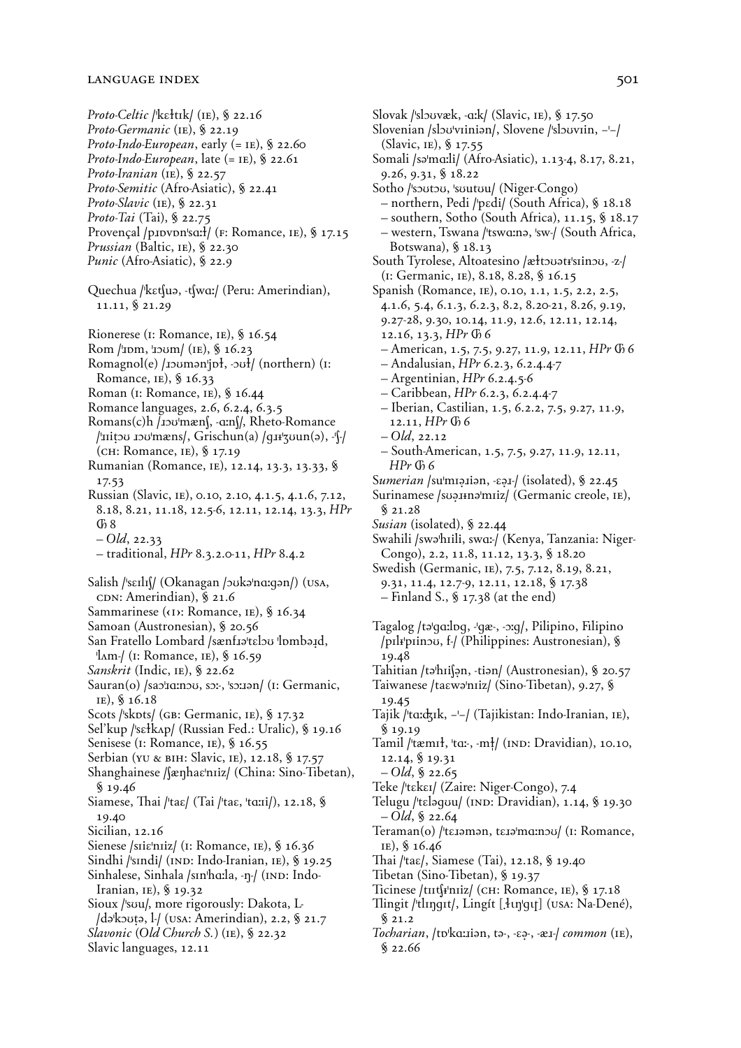*Proto-Celtic* /ˈkɛɫtɪk/ (IE), § 22.16
*Proto-Germanic* (IE), § 22.19
*Proto-Indo-European*, early (= IE), § 22.60
*Proto-Indo-European*, late (= IE), § 22.61
*Proto-Iranian* (IE), § 22.57
*Proto-Semitic* (Afro-Asiatic), § 22.41
*Proto-Slavic* (IE), § 22.31
*Proto-Tai* (Tai), § 22.75
Provençal /pɹɒvɒnˈsɑːɫ/ (F: Romance, IE), § 17.15
*Prussian* (Baltic, IE), § 22.30
*Punic* (Afro-Asiatic), § 22.9

Quechua /ˈkɛtʃuə, -tʃwɑː/ (Peru: Amerindian), 11.11, § 21.29

Rionerese (I: Romance, IE), § 16.54
Rom /ˈɹɒm, ˈɹɜʊm/ (IE), § 16.23
Romagnol(e) /ɹɜʊmənˈjɒɫ, -ɜʊɫ/ (northern) (I: Romance, IE), § 16.33
Roman (I: Romance, IE), § 16.44
Romance languages, 2.6, 6.2.4, 6.3.5
Romans(c)h /ɹɜʊˈmænʃ, -ɑːnʃ/, Rheto-Romance /ˈɹiṭɜʊ ɹɜʊˈmæns/, Grischun(a) /gɹɪˈʒʊun(ə), -ˈʃ-/ (CH: Romance, IE), § 17.19
Rumanian (Romance, IE), 12.14, 13.3, 13.33, § 17.53
Russian (Slavic, IE), 0.10, 2.10, 4.1.5, 4.1.6, 7.12, 8.18, 8.21, 11.18, 12.5-6, 12.11, 12.14, 13.3, *HPr* ℌ 8
– *Old*, 22.33
– traditional, *HPr* 8.3.2.0-11, *HPr* 8.4.2

Salish /ˈsɛɪlɪʃ/ (Okanagan /ɔʊkəˈnɑːgən/) (USA, CDN: Amerindian), § 21.6
Sammarinese (‹I›: Romance, IE), § 16.34
Samoan (Austronesian), § 20.56
San Fratello Lombard /sænfɹəˈtɛlɜʊ ˈlɒmbəɹ̣d, ˈlʌm-/ (I: Romance, IE), § 16.59
*Sanskrit* (Indic, IE), § 22.62
Sauran(o) /saɔˈɹɑːnɜʊ, sɔː-, ˈsɔːɹən/ (I: Germanic, IE), § 16.18
Scots /ˈskɒts/ (GB: Germanic, IE), § 17.32
Sel'kup /ˈsɛɫkʌp/ (Russian Fed.: Uralic), § 19.16
Senisese (I: Romance, IE), § 16.55
Serbian (YU & BIH: Slavic, IE), 12.18, § 17.57
Shanghainese /ʃæŋhaɛˈnɪiz/ (China: Sino-Tibetan), § 19.46
Siamese, Thai /ˈtaɛ/ (Tai /ˈtaɛ, ˈtɑːɪi/), 12.18, § 19.40
Sicilian, 12.16
Sienese /sɪiɛˈnɪiz/ (I: Romance, IE), § 16.36
Sindhi /ˈsɪndi/ (IND: Indo-Iranian, IE), § 19.25
Sinhalese, Sinhala /sɪnˈhɑːla, -ŋ-/ (IND: Indo-Iranian, IE), § 19.32
Sioux /ˈsʊu/, more rigorously: Dakota, L- /dəˈkɔʊṭə, l-/ (USA: Amerindian), 2.2, § 21.7
*Slavonic* (*Old Church S.*) (IE), § 22.32
Slavic languages, 12.11
Slovak /ˈslɔʊvæk, -ɑːk/ (Slavic, IE), § 17.50
Slovenian /slɔʊˈvɪiniən/, Slovene /ˈslɔʊvɪin, –ˈ–/ (Slavic, IE), § 17.55
Somali /səˈmɑːli/ (Afro-Asiatic), 1.13-4, 8.17, 8.21, 9.26, 9.31, § 18.22
Sotho /ˈsɔʊtɔʊ, ˈsʊutʊu/ (Niger-Congo)
– northern, Pedi /ˈpɛdi/ (South Africa), § 18.18
– southern, Sotho (South Africa), 11.15, § 18.17
– western, Tswana /ˈtswɑːnə, ˈsw-/ (South Africa, Botswana), § 18.13
South Tyrolese, Altoatesino /æɫtɔʊətɛˈsɪinɔʊ, -z-/ (I: Germanic, IE), 8.18, 8.28, § 16.15
Spanish (Romance, IE), 0.10, 1.1, 1.5, 2.2, 2.5, 4.1.6, 5.4, 6.1.3, 6.2.3, 8.2, 8.20-21, 8.26, 9.19, 9.27-28, 9.30, 10.14, 11.9, 12.6, 12.11, 12.14, 12.16, 13.3, *HPr* ℌ 6
– American, 1.5, 7.5, 9.27, 11.9, 12.11, *HPr* ℌ 6
– Andalusian, *HPr* 6.2.3, 6.2.4.4-7
– Argentinian, *HPr* 6.2.4.5-6
– Caribbean, *HPr* 6.2.3, 6.2.4.4-7
– Iberian, Castilian, 1.5, 6.2.2, 7.5, 9.27, 11.9, 12.11, *HPr* ℌ 6
– *Old*, 22.12
– South-American, 1.5, 7.5, 9.27, 11.9, 12.11, *HPr* ℌ 6
S*umerian* /suˈmɪəɹ̣iən, -ɛəɹ-/ (isolated), § 22.45
Surinamese /sʊəɹ̣ɪɹnəˈmɪiz/ (Germanic creole, IE), § 21.28
*Susian* (isolated), § 22.44
Swahili /swəˈhɪili, swɑː-/ (Kenya, Tanzania: Niger-Congo), 2.2, 11.8, 11.12, 13.3, § 18.20
Swedish (Germanic, IE), 7.5, 7.12, 8.19, 8.21, 9.31, 11.4, 12.7-9, 12.11, 12.18, § 17.38
– Finland S., § 17.38 (at the end)

Tagalog /təˈgɑːlɒg, -ˈgæ-, -ɔːg/, Pilipino, Filipino /pɪlɪˈpɪinɔʊ, f-/ (Philippines: Austronesian), § 19.48
Tahitian /təˈhɪiʃən, -tiən/ (Austronesian), § 20.57
Taiwanese /taɛwəˈnɪiz/ (Sino-Tibetan), 9.27, § 19.45
Tajik /ˈtɑːʤɪk, –ˈ–/ (Tajikistan: Indo-Iranian, IE), § 19.19
Tamil /ˈtæmɪɫ, ˈtɑː-, -mɫ̩/ (IND: Dravidian), 10.10, 12.14, § 19.31
– *Old*, § 22.65
Teke /ˈtɛkɛɪ/ (Zaire: Niger-Congo), 7.4
Telugu /ˈtɛləgʊu/ (IND: Dravidian), 1.14, § 19.30
– *Old*, § 22.64
Teraman(o) /ˈtɛɹəmən, tɛɹəˈmɑːnɔʊ/ (I: Romance, IE), § 16.46
Thai /ˈtaɛ/, Siamese (Tai), 12.18, § 19.40
Tibetan (Sino-Tibetan), § 19.37
Ticinese /tɪɪtʃɪˈnɪiz/ (CH: Romance, IE), § 17.18
Tlingit /ˈtlɪŋgɪt/, Lingít [ɬɪŋˈgɪṭ] (USA: Na-Dené), § 21.2
*Tocharian*, /tɒˈkɑːɹiən, tə-, -ɛə̣-, -æɹ-/ *common* (IE), § 22.66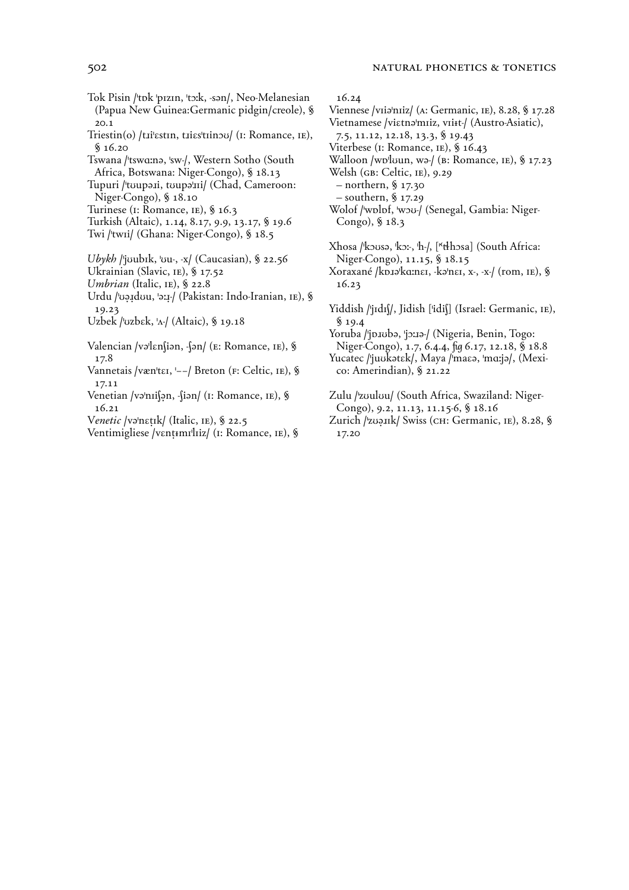Tok Pisin /ˈtɒk ˈpɪzɪn, ˈtɔːk, -sən/, Neo-Melanesian (Papua New Guinea:Germanic pidgin/creole), § 20.1

Triestin(o) /tɹiˈɛstɪn, tɹiɛsˈtɪinɔʊ/ (I: Romance, IE), § 16.20

Tswana /ˈtswɑːnə, ˈsw-/, Western Sotho (South Africa, Botswana: Niger-Congo), § 18.13

Tupuri /ˈtʊupəɹi, tʊupəˈɹɪi/ (Chad, Cameroon: Niger-Congo), § 18.10

Turinese (I: Romance, IE), § 16.3

Turkish (Altaic), 1.14, 8.17, 9.9, 13.17, § 19.6

Twi /ˈtwɪi/ (Ghana: Niger-Congo), § 18.5

*Ubykh* /ˈjʊubɪk, ˈʊu-, -x/ (Caucasian), § 22.56

Ukrainian (Slavic, IE), § 17.52

*Umbrian* (Italic, IE), § 22.8

Urdu /ˈʊə̣ɹ̣dʊu, ˈəːɹ̣-/ (Pakistan: Indo-Iranian, IE), § 19.23

Uzbek /ˈʊzbɛk, ˈʌ-/ (Altaic), § 19.18

Valencian /vəˈlɛnʃiən, -ʃən/ (E: Romance, IE), § 17.8

Vannetais /vænˈtɛɪ, ˈ--/ Breton (F: Celtic, IE), § 17.11

Venetian /vəˈnɪiʃə̣n, -ʃiən/ (I: Romance, IE), § 16.21

*Venetic* /vəˈnɛṭɪk/ (Italic, IE), § 22.5

Ventimigliese /vɛnṭɪ̈mɪˈlɪiz/ (I: Romance, IE), § 16.24

Viennese /vɪiəˈnɪiz/ (A: Germanic, IE), 8.28, § 17.28

Vietnamese /viɛtnəˈmɪiz, vɪiɫt-/ (Austro-Asiatic), 7.5, 11.12, 12.18, 13.3, § 19.43

Viterbese (I: Romance, IE), § 16.43

Walloon /wɒˈlʊun, wə-/ (B: Romance, IE), § 17.23

Welsh (GB: Celtic, IE), 9.29
– northern, § 17.30
– southern, § 17.29

Wolof /ˈwɒlɒf, ˈwɔʊ-/ (Senegal, Gambia: Niger-Congo), § 18.3

Xhosa /ˈkɔʊsə, ˈkɔː-, ˈh-/, [ˈᵏɬhɔsa] (South Africa: Niger-Congo), 11.15, § 18.15

Xoraxané /kɒɹəˈkɑːnɛɪ, -kəˈnɛɪ, x-, -x-/ (rom, IE), § 16.23

Yiddish /ˈjɪdɪʃ/, Jidish [ˈidiʃ] (Israel: Germanic, IE), § 19.4

Yoruba /ˈjɒɹʊbə, ˈjɔːɹə-/ (Nigeria, Benin, Togo: Niger-Congo), 1.7, 6.4.4, fig 6.17, 12.18, § 18.8

Yucatec /ˈjuʊkətɛk/, Maya /ˈmaɛə, ˈmɑːjə/, (Mexico: Amerindian), § 21.22

Zulu /ˈzʊulʊu/ (South Africa, Swaziland: Niger-Congo), 9.2, 11.13, 11.15-6, § 18.16

Zurich /ˈzʊə̣ɹɪk/ Swiss (CH: Germanic, IE), 8.28, § 17.20